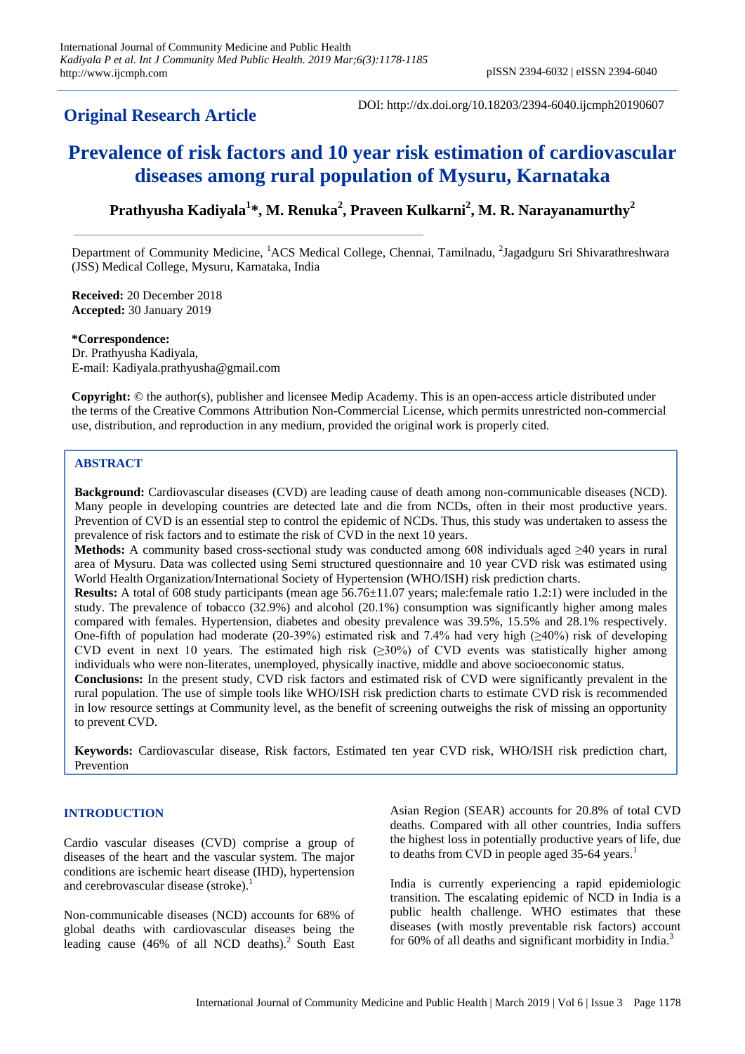**Original Research Article**

DOI: http://dx.doi.org/10.18203/2394-6040.ijcmph20190607

# Prevalence of risk factors and 10 year risk estimation of cardiovascular diseases among rural population of Mysuru, Karnataka

**Prathyusha Kadiyala[1]*, M. Renuka[2], Praveen Kulkarni[2], M. R. Narayanamurthy[2]**

Department of Community Medicine, [1]ACS Medical College, Chennai, Tamilnadu, [2]Jagadguru Sri Shivarathreshwara (JSS) Medical College, Mysuru, Karnataka, India

**Received:** 20 December 2018
**Accepted:** 30 January 2019

***Correspondence:**
Dr. Prathyusha Kadiyala,
E-mail: Kadiyala.prathyusha@gmail.com

**Copyright:** © the author(s), publisher and licensee Medip Academy. This is an open-access article distributed under the terms of the Creative Commons Attribution Non-Commercial License, which permits unrestricted non-commercial use, distribution, and reproduction in any medium, provided the original work is properly cited.

## ABSTRACT

**Background:** Cardiovascular diseases (CVD) are leading cause of death among non-communicable diseases (NCD). Many people in developing countries are detected late and die from NCDs, often in their most productive years. Prevention of CVD is an essential step to control the epidemic of NCDs. Thus, this study was undertaken to assess the prevalence of risk factors and to estimate the risk of CVD in the next 10 years.

**Methods:** A community based cross-sectional study was conducted among 608 individuals aged ≥40 years in rural area of Mysuru. Data was collected using Semi structured questionnaire and 10 year CVD risk was estimated using World Health Organization/International Society of Hypertension (WHO/ISH) risk prediction charts.

**Results:** A total of 608 study participants (mean age 56.76±11.07 years; male:female ratio 1.2:1) were included in the study. The prevalence of tobacco (32.9%) and alcohol (20.1%) consumption was significantly higher among males compared with females. Hypertension, diabetes and obesity prevalence was 39.5%, 15.5% and 28.1% respectively. One-fifth of population had moderate (20-39%) estimated risk and 7.4% had very high (≥40%) risk of developing CVD event in next 10 years. The estimated high risk (≥30%) of CVD events was statistically higher among individuals who were non-literates, unemployed, physically inactive, middle and above socioeconomic status.

**Conclusions:** In the present study, CVD risk factors and estimated risk of CVD were significantly prevalent in the rural population. The use of simple tools like WHO/ISH risk prediction charts to estimate CVD risk is recommended in low resource settings at Community level, as the benefit of screening outweighs the risk of missing an opportunity to prevent CVD.

**Keywords:** Cardiovascular disease, Risk factors, Estimated ten year CVD risk, WHO/ISH risk prediction chart, Prevention

## INTRODUCTION

Cardio vascular diseases (CVD) comprise a group of diseases of the heart and the vascular system. The major conditions are ischemic heart disease (IHD), hypertension and cerebrovascular disease (stroke).[1]

Non-communicable diseases (NCD) accounts for 68% of global deaths with cardiovascular diseases being the leading cause (46% of all NCD deaths).[2] South East Asian Region (SEAR) accounts for 20.8% of total CVD deaths. Compared with all other countries, India suffers the highest loss in potentially productive years of life, due to deaths from CVD in people aged 35-64 years.[1]

India is currently experiencing a rapid epidemiologic transition. The escalating epidemic of NCD in India is a public health challenge. WHO estimates that these diseases (with mostly preventable risk factors) account for 60% of all deaths and significant morbidity in India.[3]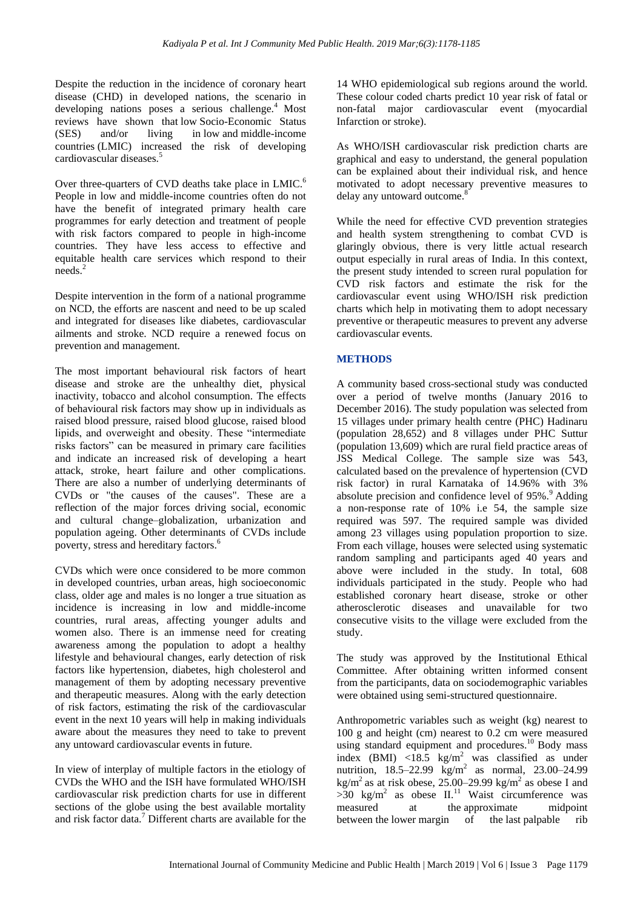Despite the reduction in the incidence of coronary heart disease (CHD) in developed nations, the scenario in developing nations poses a serious challenge.[4] Most reviews have shown that low Socio-Economic Status (SES) and/or living in low and middle-income countries (LMIC) increased the risk of developing cardiovascular diseases.[5]

Over three-quarters of CVD deaths take place in LMIC.[6] People in low and middle-income countries often do not have the benefit of integrated primary health care programmes for early detection and treatment of people with risk factors compared to people in high-income countries. They have less access to effective and equitable health care services which respond to their needs.[2]

Despite intervention in the form of a national programme on NCD, the efforts are nascent and need to be up scaled and integrated for diseases like diabetes, cardiovascular ailments and stroke. NCD require a renewed focus on prevention and management.

The most important behavioural risk factors of heart disease and stroke are the unhealthy diet, physical inactivity, tobacco and alcohol consumption. The effects of behavioural risk factors may show up in individuals as raised blood pressure, raised blood glucose, raised blood lipids, and overweight and obesity. These "intermediate risks factors" can be measured in primary care facilities and indicate an increased risk of developing a heart attack, stroke, heart failure and other complications. There are also a number of underlying determinants of CVDs or "the causes of the causes". These are a reflection of the major forces driving social, economic and cultural change–globalization, urbanization and population ageing. Other determinants of CVDs include poverty, stress and hereditary factors.[6]

CVDs which were once considered to be more common in developed countries, urban areas, high socioeconomic class, older age and males is no longer a true situation as incidence is increasing in low and middle-income countries, rural areas, affecting younger adults and women also. There is an immense need for creating awareness among the population to adopt a healthy lifestyle and behavioural changes, early detection of risk factors like hypertension, diabetes, high cholesterol and management of them by adopting necessary preventive and therapeutic measures. Along with the early detection of risk factors, estimating the risk of the cardiovascular event in the next 10 years will help in making individuals aware about the measures they need to take to prevent any untoward cardiovascular events in future.

In view of interplay of multiple factors in the etiology of CVDs the WHO and the ISH have formulated WHO/ISH cardiovascular risk prediction charts for use in different sections of the globe using the best available mortality and risk factor data.[7] Different charts are available for the 14 WHO epidemiological sub regions around the world. These colour coded charts predict 10 year risk of fatal or non-fatal major cardiovascular event (myocardial Infarction or stroke).

As WHO/ISH cardiovascular risk prediction charts are graphical and easy to understand, the general population can be explained about their individual risk, and hence motivated to adopt necessary preventive measures to delay any untoward outcome.[8]

While the need for effective CVD prevention strategies and health system strengthening to combat CVD is glaringly obvious, there is very little actual research output especially in rural areas of India. In this context, the present study intended to screen rural population for CVD risk factors and estimate the risk for the cardiovascular event using WHO/ISH risk prediction charts which help in motivating them to adopt necessary preventive or therapeutic measures to prevent any adverse cardiovascular events.

## METHODS

A community based cross-sectional study was conducted over a period of twelve months (January 2016 to December 2016). The study population was selected from 15 villages under primary health centre (PHC) Hadinaru (population 28,652) and 8 villages under PHC Suttur (population 13,609) which are rural field practice areas of JSS Medical College. The sample size was 543, calculated based on the prevalence of hypertension (CVD risk factor) in rural Karnataka of 14.96% with 3% absolute precision and confidence level of 95%.[9] Adding a non-response rate of 10% i.e 54, the sample size required was 597. The required sample was divided among 23 villages using population proportion to size. From each village, houses were selected using systematic random sampling and participants aged 40 years and above were included in the study. In total, 608 individuals participated in the study. People who had established coronary heart disease, stroke or other atherosclerotic diseases and unavailable for two consecutive visits to the village were excluded from the study.

The study was approved by the Institutional Ethical Committee. After obtaining written informed consent from the participants, data on sociodemographic variables were obtained using semi-structured questionnaire.

Anthropometric variables such as weight (kg) nearest to 100 g and height (cm) nearest to 0.2 cm were measured using standard equipment and procedures.[10] Body mass index (BMI) $<18.5$ kg/m$^2$ was classified as under nutrition, 18.5–22.99 kg/m$^2$ as normal, 23.00–24.99 kg/m$^2$ as at risk obese, 25.00–29.99 kg/m$^2$ as obese I and $>30$ kg/m$^2$ as obese II.[11] Waist circumference was measured at the approximate midpoint between the lower margin of the last palpable rib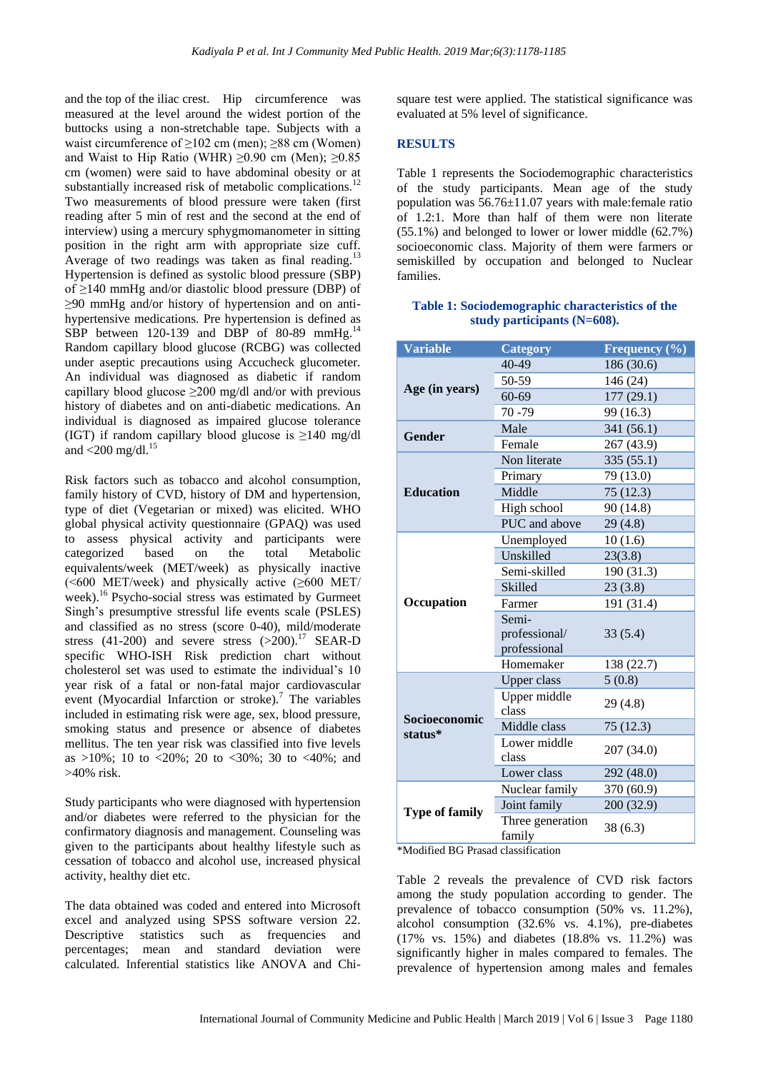and the top of the iliac crest. Hip circumference was measured at the level around the widest portion of the buttocks using a non-stretchable tape. Subjects with a waist circumference of ≥102 cm (men); ≥88 cm (Women) and Waist to Hip Ratio (WHR) ≥0.90 cm (Men); ≥0.85 cm (women) were said to have abdominal obesity or at substantially increased risk of metabolic complications.[12] Two measurements of blood pressure were taken (first reading after 5 min of rest and the second at the end of interview) using a mercury sphygmomanometer in sitting position in the right arm with appropriate size cuff. Average of two readings was taken as final reading.[13] Hypertension is defined as systolic blood pressure (SBP) of ≥140 mmHg and/or diastolic blood pressure (DBP) of ≥90 mmHg and/or history of hypertension and on anti-hypertensive medications. Pre hypertension is defined as SBP between 120-139 and DBP of 80-89 mmHg.[14] Random capillary blood glucose (RCBG) was collected under aseptic precautions using Accucheck glucometer. An individual was diagnosed as diabetic if random capillary blood glucose ≥200 mg/dl and/or with previous history of diabetes and on anti-diabetic medications. An individual is diagnosed as impaired glucose tolerance (IGT) if random capillary blood glucose is ≥140 mg/dl and <200 mg/dl.[15]

Risk factors such as tobacco and alcohol consumption, family history of CVD, history of DM and hypertension, type of diet (Vegetarian or mixed) was elicited. WHO global physical activity questionnaire (GPAQ) was used to assess physical activity and participants were categorized based on the total Metabolic equivalents/week (MET/week) as physically inactive (<600 MET/week) and physically active (≥600 MET/ week).[16] Psycho-social stress was estimated by Gurmeet Singh's presumptive stressful life events scale (PSLES) and classified as no stress (score 0-40), mild/moderate stress (41-200) and severe stress (>200).[17] SEAR-D specific WHO-ISH Risk prediction chart without cholesterol set was used to estimate the individual's 10 year risk of a fatal or non-fatal major cardiovascular event (Myocardial Infarction or stroke).[7] The variables included in estimating risk were age, sex, blood pressure, smoking status and presence or absence of diabetes mellitus. The ten year risk was classified into five levels as >10%; 10 to <20%; 20 to <30%; 30 to <40%; and >40% risk.

Study participants who were diagnosed with hypertension and/or diabetes were referred to the physician for the confirmatory diagnosis and management. Counseling was given to the participants about healthy lifestyle such as cessation of tobacco and alcohol use, increased physical activity, healthy diet etc.

The data obtained was coded and entered into Microsoft excel and analyzed using SPSS software version 22. Descriptive statistics such as frequencies and percentages; mean and standard deviation were calculated. Inferential statistics like ANOVA and Chi-square test were applied. The statistical significance was evaluated at 5% level of significance.

## RESULTS

Table 1 represents the Sociodemographic characteristics of the study participants. Mean age of the study population was 56.76±11.07 years with male:female ratio of 1.2:1. More than half of them were non literate (55.1%) and belonged to lower or lower middle (62.7%) socioeconomic class. Majority of them were farmers or semiskilled by occupation and belonged to Nuclear families.

**Table 1: Sociodemographic characteristics of the study participants (N=608).**

| Variable | Category | Frequency (%) |
|---|---|---|
| Age (in years) | 40-49 | 186 (30.6) |
| | 50-59 | 146 (24) |
| | 60-69 | 177 (29.1) |
| | 70 -79 | 99 (16.3) |
| Gender | Male | 341 (56.1) |
| | Female | 267 (43.9) |
| Education | Non literate | 335 (55.1) |
| | Primary | 79 (13.0) |
| | Middle | 75 (12.3) |
| | High school | 90 (14.8) |
| | PUC and above | 29 (4.8) |
| Occupation | Unemployed | 10 (1.6) |
| | Unskilled | 23(3.8) |
| | Semi-skilled | 190 (31.3) |
| | Skilled | 23 (3.8) |
| | Farmer | 191 (31.4) |
| | Semi-professional/ professional | 33 (5.4) |
| | Homemaker | 138 (22.7) |
| Socioeconomic status* | Upper class | 5 (0.8) |
| | Upper middle class | 29 (4.8) |
| | Middle class | 75 (12.3) |
| | Lower middle class | 207 (34.0) |
| | Lower class | 292 (48.0) |
| Type of family | Nuclear family | 370 (60.9) |
| | Joint family | 200 (32.9) |
| | Three generation family | 38 (6.3) |

*Modified BG Prasad classification

Table 2 reveals the prevalence of CVD risk factors among the study population according to gender. The prevalence of tobacco consumption (50% vs. 11.2%), alcohol consumption (32.6% vs. 4.1%), pre-diabetes (17% vs. 15%) and diabetes (18.8% vs. 11.2%) was significantly higher in males compared to females. The prevalence of hypertension among males and females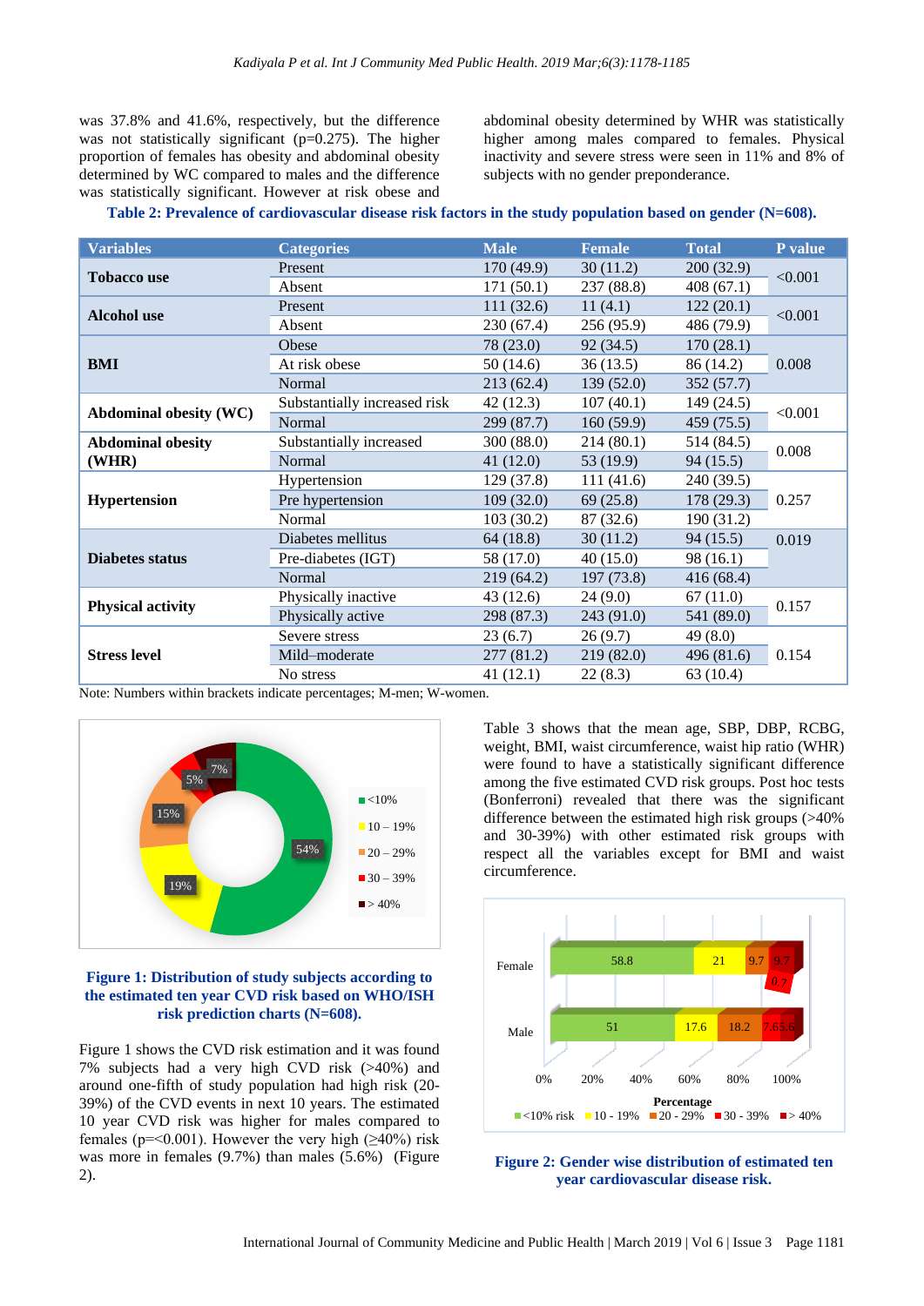was 37.8% and 41.6%, respectively, but the difference was not statistically significant (p=0.275). The higher proportion of females has obesity and abdominal obesity determined by WC compared to males and the difference was statistically significant. However at risk obese and abdominal obesity determined by WHR was statistically higher among males compared to females. Physical inactivity and severe stress were seen in 11% and 8% of subjects with no gender preponderance.

**Table 2: Prevalence of cardiovascular disease risk factors in the study population based on gender (N=608).**

| Variables | Categories | Male | Female | Total | P value |
|---|---|---|---|---|---|
| **Tobacco use** | Present | 170 (49.9) | 30 (11.2) | 200 (32.9) | <0.001 |
| | Absent | 171 (50.1) | 237 (88.8) | 408 (67.1) | |
| **Alcohol use** | Present | 111 (32.6) | 11 (4.1) | 122 (20.1) | <0.001 |
| | Absent | 230 (67.4) | 256 (95.9) | 486 (79.9) | |
| **BMI** | Obese | 78 (23.0) | 92 (34.5) | 170 (28.1) | 0.008 |
| | At risk obese | 50 (14.6) | 36 (13.5) | 86 (14.2) | |
| | Normal | 213 (62.4) | 139 (52.0) | 352 (57.7) | |
| **Abdominal obesity (WC)** | Substantially increased risk | 42 (12.3) | 107 (40.1) | 149 (24.5) | <0.001 |
| | Normal | 299 (87.7) | 160 (59.9) | 459 (75.5) | |
| **Abdominal obesity (WHR)** | Substantially increased | 300 (88.0) | 214 (80.1) | 514 (84.5) | 0.008 |
| | Normal | 41 (12.0) | 53 (19.9) | 94 (15.5) | |
| **Hypertension** | Hypertension | 129 (37.8) | 111 (41.6) | 240 (39.5) | 0.257 |
| | Pre hypertension | 109 (32.0) | 69 (25.8) | 178 (29.3) | |
| | Normal | 103 (30.2) | 87 (32.6) | 190 (31.2) | |
| **Diabetes status** | Diabetes mellitus | 64 (18.8) | 30 (11.2) | 94 (15.5) | 0.019 |
| | Pre-diabetes (IGT) | 58 (17.0) | 40 (15.0) | 98 (16.1) | |
| | Normal | 219 (64.2) | 197 (73.8) | 416 (68.4) | |
| **Physical activity** | Physically inactive | 43 (12.6) | 24 (9.0) | 67 (11.0) | 0.157 |
| | Physically active | 298 (87.3) | 243 (91.0) | 541 (89.0) | |
| **Stress level** | Severe stress | 23 (6.7) | 26 (9.7) | 49 (8.0) | 0.154 |
| | Mild–moderate | 277 (81.2) | 219 (82.0) | 496 (81.6) | |
| | No stress | 41 (12.1) | 22 (8.3) | 63 (10.4) | |

Note: Numbers within brackets indicate percentages; M-men; W-women.

**Figure 1: Distribution of study subjects according to the estimated ten year CVD risk based on WHO/ISH risk prediction charts (N=608).**

Figure 1 shows the CVD risk estimation and it was found 7% subjects had a very high CVD risk (>40%) and around one-fifth of study population had high risk (20-39%) of the CVD events in next 10 years. The estimated 10 year CVD risk was higher for males compared to females (p=<0.001). However the very high (≥40%) risk was more in females (9.7%) than males (5.6%) (Figure 2).

Table 3 shows that the mean age, SBP, DBP, RCBG, weight, BMI, waist circumference, waist hip ratio (WHR) were found to have a statistically significant difference among the five estimated CVD risk groups. Post hoc tests (Bonferroni) revealed that there was the significant difference between the estimated high risk groups (>40% and 30-39%) with other estimated risk groups with respect all the variables except for BMI and waist circumference.

**Figure 2: Gender wise distribution of estimated ten year cardiovascular disease risk.**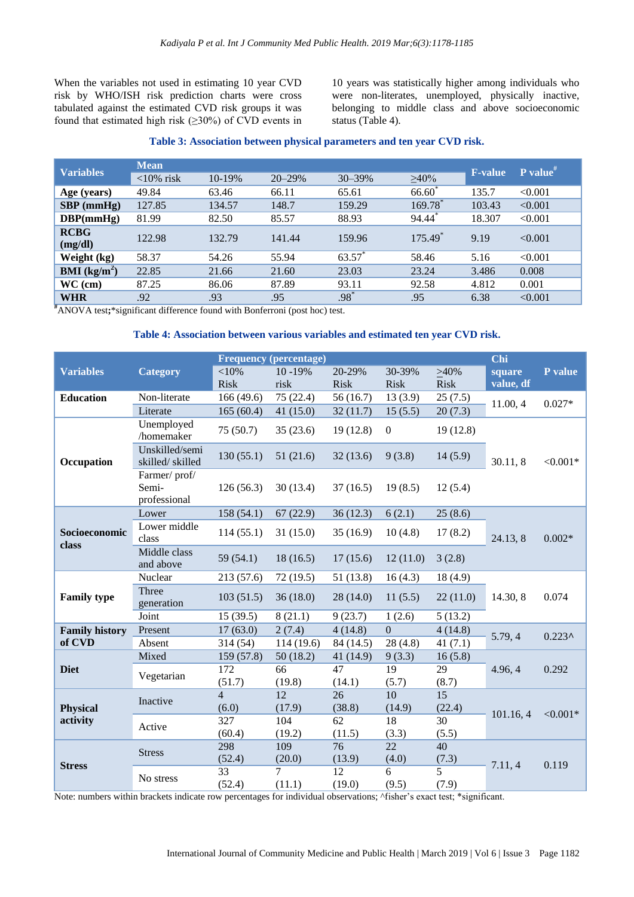When the variables not used in estimating 10 year CVD risk by WHO/ISH risk prediction charts were cross tabulated against the estimated CVD risk groups it was found that estimated high risk (≥30%) of CVD events in 10 years was statistically higher among individuals who were non-literates, unemployed, physically inactive, belonging to middle class and above socioeconomic status (Table 4).

**Table 3: Association between physical parameters and ten year CVD risk.**

| Variables | Mean | | | | | F-value | P value[#] |
|---|---|---|---|---|---|---|---|
| | <10% risk | 10-19% | 20–29% | 30–39% | ≥40% | | |
| **Age (years)** | 49.84 | 63.46 | 66.11 | 65.61 | 66.60* | 135.7 | <0.001 |
| **SBP (mmHg)** | 127.85 | 134.57 | 148.7 | 159.29 | 169.78* | 103.43 | <0.001 |
| **DBP(mmHg)** | 81.99 | 82.50 | 85.57 | 88.93 | 94.44* | 18.307 | <0.001 |
| **RCBG (mg/dl)** | 122.98 | 132.79 | 141.44 | 159.96 | 175.49* | 9.19 | <0.001 |
| **Weight (kg)** | 58.37 | 54.26 | 55.94 | 63.57* | 58.46 | 5.16 | <0.001 |
| **BMI (kg/m$^2$)** | 22.85 | 21.66 | 21.60 | 23.03 | 23.24 | 3.486 | 0.008 |
| **WC (cm)** | 87.25 | 86.06 | 87.89 | 93.11 | 92.58 | 4.812 | 0.001 |
| **WHR** | .92 | .93 | .95 | .98* | .95 | 6.38 | <0.001 |

[#]ANOVA test;*significant difference found with Bonferroni (post hoc) test.

**Table 4: Association between various variables and estimated ten year CVD risk.**

| Variables | Category | Frequency (percentage) | | | | | Chi square value, df | P value |
|---|---|---|---|---|---|---|---|---|
| | | <10% Risk | 10 -19% risk | 20-29% Risk | 30-39% Risk | >40% Risk | | |
| **Education** | Non-literate | 166 (49.6) | 75 (22.4) | 56 (16.7) | 13 (3.9) | 25 (7.5) | 11.00, 4 | 0.027* |
| | Literate | 165 (60.4) | 41 (15.0) | 32 (11.7) | 15 (5.5) | 20 (7.3) | | |
| **Occupation** | Unemployed /homemaker | 75 (50.7) | 35 (23.6) | 19 (12.8) | 0 | 19 (12.8) | 30.11, 8 | <0.001* |
| | Unskilled/semi skilled/ skilled | 130 (55.1) | 51 (21.6) | 32 (13.6) | 9 (3.8) | 14 (5.9) | | |
| | Farmer/ prof/ Semi-professional | 126 (56.3) | 30 (13.4) | 37 (16.5) | 19 (8.5) | 12 (5.4) | | |
| **Socioeconomic class** | Lower | 158 (54.1) | 67 (22.9) | 36 (12.3) | 6 (2.1) | 25 (8.6) | 24.13, 8 | 0.002* |
| | Lower middle class | 114 (55.1) | 31 (15.0) | 35 (16.9) | 10 (4.8) | 17 (8.2) | | |
| | Middle class and above | 59 (54.1) | 18 (16.5) | 17 (15.6) | 12 (11.0) | 3 (2.8) | | |
| **Family type** | Nuclear | 213 (57.6) | 72 (19.5) | 51 (13.8) | 16 (4.3) | 18 (4.9) | 14.30, 8 | 0.074 |
| | Three generation | 103 (51.5) | 36 (18.0) | 28 (14.0) | 11 (5.5) | 22 (11.0) | | |
| | Joint | 15 (39.5) | 8 (21.1) | 9 (23.7) | 1 (2.6) | 5 (13.2) | | |
| **Family history of CVD** | Present | 17 (63.0) | 2 (7.4) | 4 (14.8) | 0 | 4 (14.8) | 5.79, 4 | 0.223^ |
| | Absent | 314 (54) | 114 (19.6) | 84 (14.5) | 28 (4.8) | 41 (7.1) | | |
| **Diet** | Mixed | 159 (57.8) | 50 (18.2) | 41 (14.9) | 9 (3.3) | 16 (5.8) | 4.96, 4 | 0.292 |
| | Vegetarian | 172 (51.7) | 66 (19.8) | 47 (14.1) | 19 (5.7) | 29 (8.7) | | |
| **Physical activity** | Inactive | 4 (6.0) | 12 (17.9) | 26 (38.8) | 10 (14.9) | 15 (22.4) | 101.16, 4 | <0.001* |
| | Active | 327 (60.4) | 104 (19.2) | 62 (11.5) | 18 (3.3) | 30 (5.5) | | |
| **Stress** | Stress | 298 (52.4) | 109 (20.0) | 76 (13.9) | 22 (4.0) | 40 (7.3) | 7.11, 4 | 0.119 |
| | No stress | 33 (52.4) | 7 (11.1) | 12 (19.0) | 6 (9.5) | 5 (7.9) | | |

Note: numbers within brackets indicate row percentages for individual observations; ^fisher's exact test; *significant.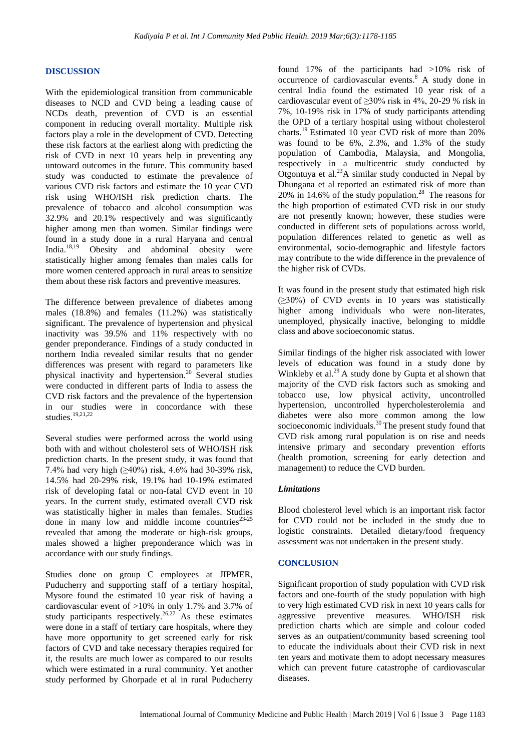## DISCUSSION

With the epidemiological transition from communicable diseases to NCD and CVD being a leading cause of NCDs death, prevention of CVD is an essential component in reducing overall mortality. Multiple risk factors play a role in the development of CVD. Detecting these risk factors at the earliest along with predicting the risk of CVD in next 10 years help in preventing any untoward outcomes in the future. This community based study was conducted to estimate the prevalence of various CVD risk factors and estimate the 10 year CVD risk using WHO/ISH risk prediction charts. The prevalence of tobacco and alcohol consumption was 32.9% and 20.1% respectively and was significantly higher among men than women. Similar findings were found in a study done in a rural Haryana and central India.[18,19] Obesity and abdominal obesity were statistically higher among females than males calls for more women centered approach in rural areas to sensitize them about these risk factors and preventive measures.

The difference between prevalence of diabetes among males (18.8%) and females (11.2%) was statistically significant. The prevalence of hypertension and physical inactivity was 39.5% and 11% respectively with no gender preponderance. Findings of a study conducted in northern India revealed similar results that no gender differences was present with regard to parameters like physical inactivity and hypertension.[20] Several studies were conducted in different parts of India to assess the CVD risk factors and the prevalence of the hypertension in our studies were in concordance with these studies.[19,21,22]

Several studies were performed across the world using both with and without cholesterol sets of WHO/ISH risk prediction charts. In the present study, it was found that 7.4% had very high (≥40%) risk, 4.6% had 30-39% risk, 14.5% had 20-29% risk, 19.1% had 10-19% estimated risk of developing fatal or non-fatal CVD event in 10 years. In the current study, estimated overall CVD risk was statistically higher in males than females. Studies done in many low and middle income countries[23-25] revealed that among the moderate or high-risk groups, males showed a higher preponderance which was in accordance with our study findings.

Studies done on group C employees at JIPMER, Puducherry and supporting staff of a tertiary hospital, Mysore found the estimated 10 year risk of having a cardiovascular event of >10% in only 1.7% and 3.7% of study participants respectively.[26,27] As these estimates were done in a staff of tertiary care hospitals, where they have more opportunity to get screened early for risk factors of CVD and take necessary therapies required for it, the results are much lower as compared to our results which were estimated in a rural community. Yet another study performed by Ghorpade et al in rural Puducherry found 17% of the participants had >10% risk of occurrence of cardiovascular events.[8] A study done in central India found the estimated 10 year risk of a cardiovascular event of ≥30% risk in 4%, 20-29 % risk in 7%, 10-19% risk in 17% of study participants attending the OPD of a tertiary hospital using without cholesterol charts.[19] Estimated 10 year CVD risk of more than 20% was found to be 6%, 2.3%, and 1.3% of the study population of Cambodia, Malaysia, and Mongolia, respectively in a multicentric study conducted by Otgontuya et al.[23] A similar study conducted in Nepal by Dhungana et al reported an estimated risk of more than 20% in 14.6% of the study population.[28] The reasons for the high proportion of estimated CVD risk in our study are not presently known; however, these studies were conducted in different sets of populations across world, population differences related to genetic as well as environmental, socio-demographic and lifestyle factors may contribute to the wide difference in the prevalence of the higher risk of CVDs.

It was found in the present study that estimated high risk (≥30%) of CVD events in 10 years was statistically higher among individuals who were non-literates, unemployed, physically inactive, belonging to middle class and above socioeconomic status.

Similar findings of the higher risk associated with lower levels of education was found in a study done by Winkleby et al.[29] A study done by Gupta et al shown that majority of the CVD risk factors such as smoking and tobacco use, low physical activity, uncontrolled hypertension, uncontrolled hypercholesterolemia and diabetes were also more common among the low socioeconomic individuals.[30] The present study found that CVD risk among rural population is on rise and needs intensive primary and secondary prevention efforts (health promotion, screening for early detection and management) to reduce the CVD burden.

### *Limitations*

Blood cholesterol level which is an important risk factor for CVD could not be included in the study due to logistic constraints. Detailed dietary/food frequency assessment was not undertaken in the present study.

## CONCLUSION

Significant proportion of study population with CVD risk factors and one-fourth of the study population with high to very high estimated CVD risk in next 10 years calls for aggressive preventive measures. WHO/ISH risk prediction charts which are simple and colour coded serves as an outpatient/community based screening tool to educate the individuals about their CVD risk in next ten years and motivate them to adopt necessary measures which can prevent future catastrophe of cardiovascular diseases.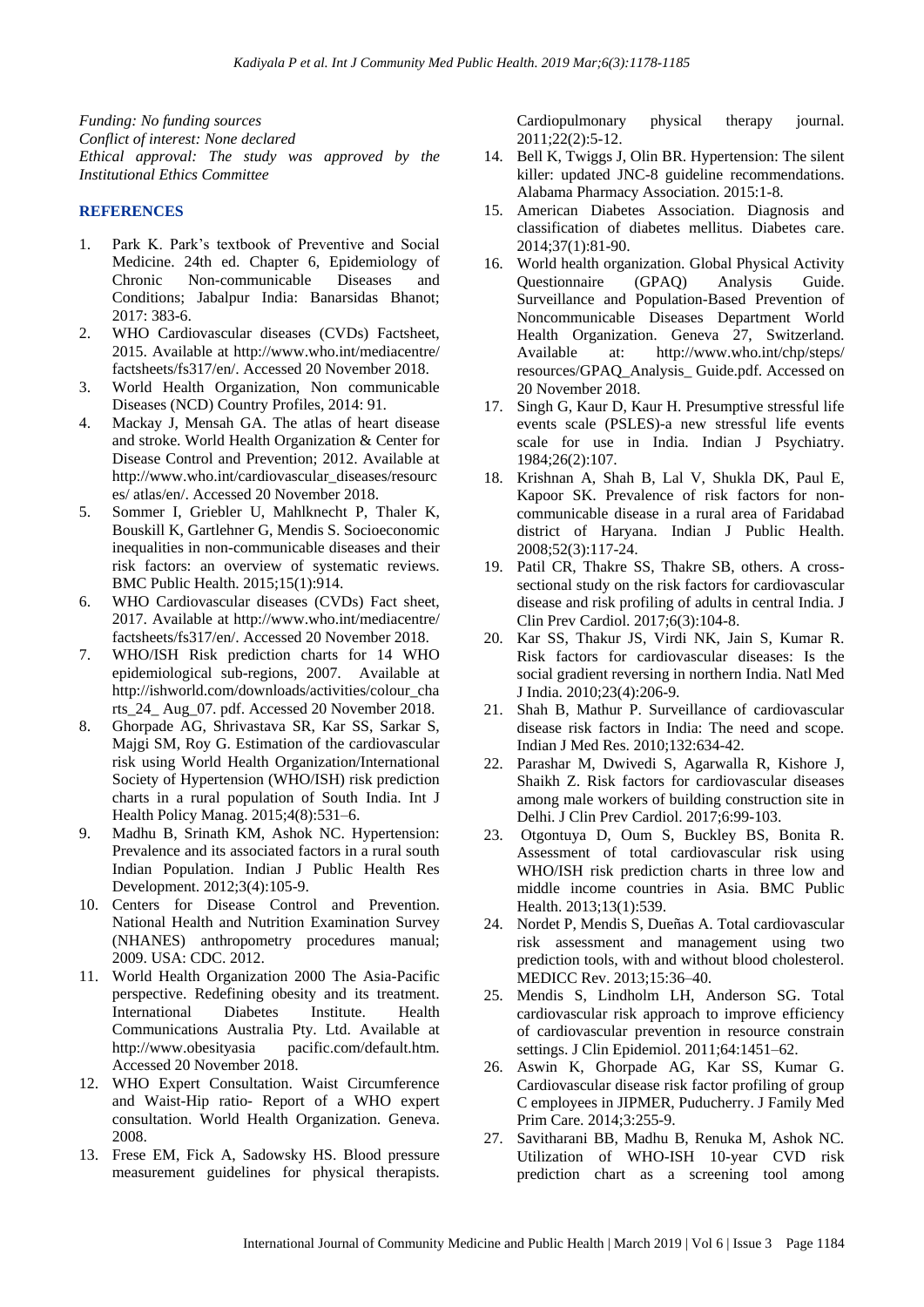*Funding: No funding sources*
*Conflict of interest: None declared*
*Ethical approval: The study was approved by the Institutional Ethics Committee*

## REFERENCES

1. Park K. Park's textbook of Preventive and Social Medicine. 24th ed. Chapter 6, Epidemiology of Chronic Non-communicable Diseases and Conditions; Jabalpur India: Banarsidas Bhanot; 2017: 383-6.
2. WHO Cardiovascular diseases (CVDs) Factsheet, 2015. Available at http://www.who.int/mediacentre/factsheets/fs317/en/. Accessed 20 November 2018.
3. World Health Organization, Non communicable Diseases (NCD) Country Profiles, 2014: 91.
4. Mackay J, Mensah GA. The atlas of heart disease and stroke. World Health Organization & Center for Disease Control and Prevention; 2012. Available at http://www.who.int/cardiovascular_diseases/resources/ atlas/en/. Accessed 20 November 2018.
5. Sommer I, Griebler U, Mahlknecht P, Thaler K, Bouskill K, Gartlehner G, Mendis S. Socioeconomic inequalities in non-communicable diseases and their risk factors: an overview of systematic reviews. BMC Public Health. 2015;15(1):914.
6. WHO Cardiovascular diseases (CVDs) Fact sheet, 2017. Available at http://www.who.int/mediacentre/factsheets/fs317/en/. Accessed 20 November 2018.
7. WHO/ISH Risk prediction charts for 14 WHO epidemiological sub-regions, 2007. Available at http://ishworld.com/downloads/activities/colour_charts_24_ Aug_07. pdf. Accessed 20 November 2018.
8. Ghorpade AG, Shrivastava SR, Kar SS, Sarkar S, Majgi SM, Roy G. Estimation of the cardiovascular risk using World Health Organization/International Society of Hypertension (WHO/ISH) risk prediction charts in a rural population of South India. Int J Health Policy Manag. 2015;4(8):531–6.
9. Madhu B, Srinath KM, Ashok NC. Hypertension: Prevalence and its associated factors in a rural south Indian Population. Indian J Public Health Res Development. 2012;3(4):105-9.
10. Centers for Disease Control and Prevention. National Health and Nutrition Examination Survey (NHANES) anthropometry procedures manual; 2009. USA: CDC. 2012.
11. World Health Organization 2000 The Asia-Pacific perspective. Redefining obesity and its treatment. International Diabetes Institute. Health Communications Australia Pty. Ltd. Available at http://www.obesityasia pacific.com/default.htm. Accessed 20 November 2018.
12. WHO Expert Consultation. Waist Circumference and Waist-Hip ratio- Report of a WHO expert consultation. World Health Organization. Geneva. 2008.
13. Frese EM, Fick A, Sadowsky HS. Blood pressure measurement guidelines for physical therapists. Cardiopulmonary physical therapy journal. 2011;22(2):5-12.
14. Bell K, Twiggs J, Olin BR. Hypertension: The silent killer: updated JNC-8 guideline recommendations. Alabama Pharmacy Association. 2015:1-8.
15. American Diabetes Association. Diagnosis and classification of diabetes mellitus. Diabetes care. 2014;37(1):81-90.
16. World health organization. Global Physical Activity Questionnaire (GPAQ) Analysis Guide. Surveillance and Population-Based Prevention of Noncommunicable Diseases Department World Health Organization. Geneva 27, Switzerland. Available at: http://www.who.int/chp/steps/ resources/GPAQ_Analysis_ Guide.pdf. Accessed on 20 November 2018.
17. Singh G, Kaur D, Kaur H. Presumptive stressful life events scale (PSLES)-a new stressful life events scale for use in India. Indian J Psychiatry. 1984;26(2):107.
18. Krishnan A, Shah B, Lal V, Shukla DK, Paul E, Kapoor SK. Prevalence of risk factors for non-communicable disease in a rural area of Faridabad district of Haryana. Indian J Public Health. 2008;52(3):117-24.
19. Patil CR, Thakre SS, Thakre SB, others. A cross-sectional study on the risk factors for cardiovascular disease and risk profiling of adults in central India. J Clin Prev Cardiol. 2017;6(3):104-8.
20. Kar SS, Thakur JS, Virdi NK, Jain S, Kumar R. Risk factors for cardiovascular diseases: Is the social gradient reversing in northern India. Natl Med J India. 2010;23(4):206-9.
21. Shah B, Mathur P. Surveillance of cardiovascular disease risk factors in India: The need and scope. Indian J Med Res. 2010;132:634-42.
22. Parashar M, Dwivedi S, Agarwalla R, Kishore J, Shaikh Z. Risk factors for cardiovascular diseases among male workers of building construction site in Delhi. J Clin Prev Cardiol. 2017;6:99-103.
23. Otgontuya D, Oum S, Buckley BS, Bonita R. Assessment of total cardiovascular risk using WHO/ISH risk prediction charts in three low and middle income countries in Asia. BMC Public Health. 2013;13(1):539.
24. Nordet P, Mendis S, Dueñas A. Total cardiovascular risk assessment and management using two prediction tools, with and without blood cholesterol. MEDICC Rev. 2013;15:36–40.
25. Mendis S, Lindholm LH, Anderson SG. Total cardiovascular risk approach to improve efficiency of cardiovascular prevention in resource constrain settings. J Clin Epidemiol. 2011;64:1451–62.
26. Aswin K, Ghorpade AG, Kar SS, Kumar G. Cardiovascular disease risk factor profiling of group C employees in JIPMER, Puducherry. J Family Med Prim Care. 2014;3:255-9.
27. Savitharani BB, Madhu B, Renuka M, Ashok NC. Utilization of WHO-ISH 10-year CVD risk prediction chart as a screening tool among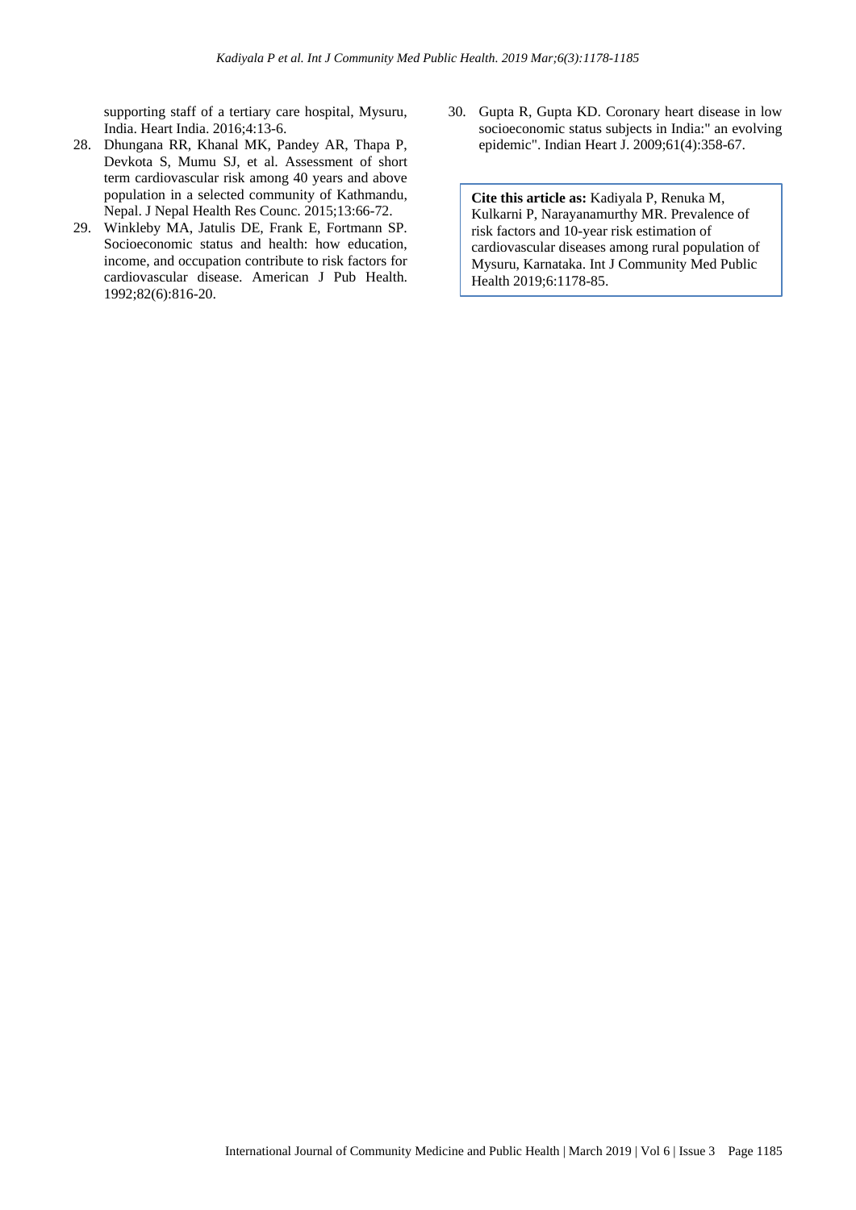supporting staff of a tertiary care hospital, Mysuru, India. Heart India. 2016;4:13-6.

28. Dhungana RR, Khanal MK, Pandey AR, Thapa P, Devkota S, Mumu SJ, et al. Assessment of short term cardiovascular risk among 40 years and above population in a selected community of Kathmandu, Nepal. J Nepal Health Res Counc. 2015;13:66-72.
29. Winkleby MA, Jatulis DE, Frank E, Fortmann SP. Socioeconomic status and health: how education, income, and occupation contribute to risk factors for cardiovascular disease. American J Pub Health. 1992;82(6):816-20.
30. Gupta R, Gupta KD. Coronary heart disease in low socioeconomic status subjects in India:" an evolving epidemic". Indian Heart J. 2009;61(4):358-67.

**Cite this article as:** Kadiyala P, Renuka M, Kulkarni P, Narayanamurthy MR. Prevalence of risk factors and 10-year risk estimation of cardiovascular diseases among rural population of Mysuru, Karnataka. Int J Community Med Public Health 2019;6:1178-85.